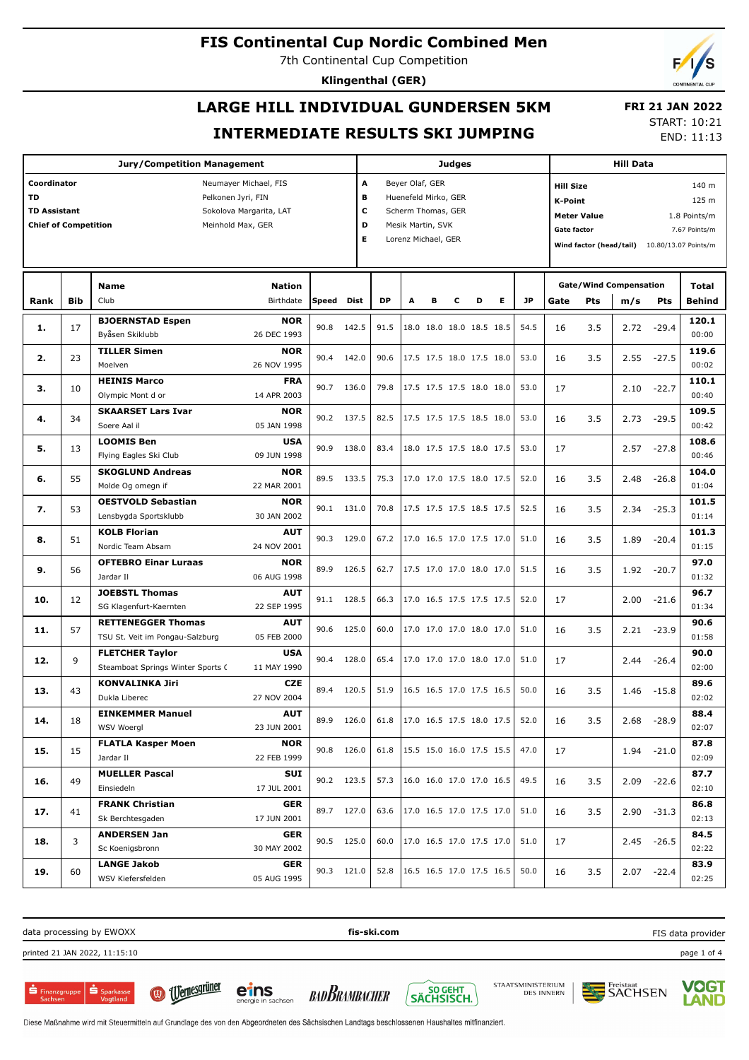# FIS Continental Cup Nordic Combined Men

7th Continental Cup Competition

**Klingenthal (GER)**

## LARGE HILL INDIVIDUAL GUNDERSEN 5KM

## INTERMEDIATE RESULTS SKI JUMPING

**FRI 21 JAN 2022**
START: 10:21
END: 11:13

| Jury/Competition Management | | Judges | | Hill Data | |
|---|---|---|---|---|---|
| **Coordinator** | Neumayer Michael, FIS | A | Beyer Olaf, GER | **Hill Size** | 140 m |
| **TD** | Pelkonen Jyri, FIN | B | Huenefeld Mirko, GER | **K-Point** | 125 m |
| **TD Assistant** | Sokolova Margarita, LAT | C | Scherm Thomas, GER | **Meter Value** | 1.8 Points/m |
| **Chief of Competition** | Meinhold Max, GER | D | Mesik Martin, SVK | **Gate factor** | 7.67 Points/m |
| | | E | Lorenz Michael, GER | **Wind factor (head/tail)** | 10.80/13.07 Points/m |

| Rank | Bib | Name / Club | Nation / Birthdate | Speed | Dist | DP | A | B | C | D | E | JP | Gate | Pts | m/s | Pts | Total / Behind |
|---|---|---|---|---|---|---|---|---|---|---|---|---|---|---|---|---|---|
| | | | | | | | | | | | | | Gate/Wind Compensation | | | | |
| **1.** | 17 | **BJOERNSTAD Espen** Byåsen Skiklubb | **NOR** 26 DEC 1993 | 90.8 | 142.5 | 91.5 | 18.0 | 18.0 | 18.0 | 18.5 | 18.5 | 54.5 | 16 | 3.5 | 2.72 | -29.4 | **120.1** 00:00 |
| **2.** | 23 | **TILLER Simen** Moelven | **NOR** 26 NOV 1995 | 90.4 | 142.0 | 90.6 | 17.5 | 17.5 | 18.0 | 17.5 | 18.0 | 53.0 | 16 | 3.5 | 2.55 | -27.5 | **119.6** 00:02 |
| **3.** | 10 | **HEINIS Marco** Olympic Mont d or | **FRA** 14 APR 2003 | 90.7 | 136.0 | 79.8 | 17.5 | 17.5 | 17.5 | 18.0 | 18.0 | 53.0 | 17 | | 2.10 | -22.7 | **110.1** 00:40 |
| **4.** | 34 | **SKAARSET Lars Ivar** Soere Aal il | **NOR** 05 JAN 1998 | 90.2 | 137.5 | 82.5 | 17.5 | 17.5 | 17.5 | 18.5 | 18.0 | 53.0 | 16 | 3.5 | 2.73 | -29.5 | **109.5** 00:42 |
| **5.** | 13 | **LOOMIS Ben** Flying Eagles Ski Club | **USA** 09 JUN 1998 | 90.9 | 138.0 | 83.4 | 18.0 | 17.5 | 17.5 | 18.0 | 17.5 | 53.0 | 17 | | 2.57 | -27.8 | **108.6** 00:46 |
| **6.** | 55 | **SKOGLUND Andreas** Molde Og omegn if | **NOR** 22 MAR 2001 | 89.5 | 133.5 | 75.3 | 17.0 | 17.0 | 17.5 | 18.0 | 17.5 | 52.0 | 16 | 3.5 | 2.48 | -26.8 | **104.0** 01:04 |
| **7.** | 53 | **OESTVOLD Sebastian** Lensbygda Sportsklubb | **NOR** 30 JAN 2002 | 90.1 | 131.0 | 70.8 | 17.5 | 17.5 | 17.5 | 18.5 | 17.5 | 52.5 | 16 | 3.5 | 2.34 | -25.3 | **101.5** 01:14 |
| **8.** | 51 | **KOLB Florian** Nordic Team Absam | **AUT** 24 NOV 2001 | 90.3 | 129.0 | 67.2 | 17.0 | 16.5 | 17.0 | 17.5 | 17.0 | 51.0 | 16 | 3.5 | 1.89 | -20.4 | **101.3** 01:15 |
| **9.** | 56 | **OFTEBRO Einar Luraas** Jardar Il | **NOR** 06 AUG 1998 | 89.9 | 126.5 | 62.7 | 17.5 | 17.0 | 17.0 | 18.0 | 17.0 | 51.5 | 16 | 3.5 | 1.92 | -20.7 | **97.0** 01:32 |
| **10.** | 12 | **JOEBSTL Thomas** SG Klagenfurt-Kaernten | **AUT** 22 SEP 1995 | 91.1 | 128.5 | 66.3 | 17.0 | 16.5 | 17.5 | 17.5 | 17.5 | 52.0 | 17 | | 2.00 | -21.6 | **96.7** 01:34 |
| **11.** | 57 | **RETTENEGGER Thomas** TSU St. Veit im Pongau-Salzburg | **AUT** 05 FEB 2000 | 90.6 | 125.0 | 60.0 | 17.0 | 17.0 | 17.0 | 18.0 | 17.0 | 51.0 | 16 | 3.5 | 2.21 | -23.9 | **90.6** 01:58 |
| **12.** | 9 | **FLETCHER Taylor** Steamboat Springs Winter Sports ( | **USA** 11 MAY 1990 | 90.4 | 128.0 | 65.4 | 17.0 | 17.0 | 17.0 | 18.0 | 17.0 | 51.0 | 17 | | 2.44 | -26.4 | **90.0** 02:00 |
| **13.** | 43 | **KONVALINKA Jiri** Dukla Liberec | **CZE** 27 NOV 2004 | 89.4 | 120.5 | 51.9 | 16.5 | 16.5 | 17.0 | 17.5 | 16.5 | 50.0 | 16 | 3.5 | 1.46 | -15.8 | **89.6** 02:02 |
| **14.** | 18 | **EINKEMMER Manuel** WSV Woergl | **AUT** 23 JUN 2001 | 89.9 | 126.0 | 61.8 | 17.0 | 16.5 | 17.5 | 18.0 | 17.5 | 52.0 | 16 | 3.5 | 2.68 | -28.9 | **88.4** 02:07 |
| **15.** | 15 | **FLATLA Kasper Moen** Jardar Il | **NOR** 22 FEB 1999 | 90.8 | 126.0 | 61.8 | 15.5 | 15.0 | 16.0 | 17.5 | 15.5 | 47.0 | 17 | | 1.94 | -21.0 | **87.8** 02:09 |
| **16.** | 49 | **MUELLER Pascal** Einsiedeln | **SUI** 17 JUL 2001 | 90.2 | 123.5 | 57.3 | 16.0 | 16.0 | 17.0 | 17.0 | 16.5 | 49.5 | 16 | 3.5 | 2.09 | -22.6 | **87.7** 02:10 |
| **17.** | 41 | **FRANK Christian** Sk Berchtesgaden | **GER** 17 JUN 2001 | 89.7 | 127.0 | 63.6 | 17.0 | 16.5 | 17.0 | 17.5 | 17.0 | 51.0 | 16 | 3.5 | 2.90 | -31.3 | **86.8** 02:13 |
| **18.** | 3 | **ANDERSEN Jan** Sc Koenigsbronn | **GER** 30 MAY 2002 | 90.5 | 125.0 | 60.0 | 17.0 | 16.5 | 17.0 | 17.5 | 17.0 | 51.0 | 17 | | 2.45 | -26.5 | **84.5** 02:22 |
| **19.** | 60 | **LANGE Jakob** WSV Kiefersfelden | **GER** 05 AUG 1995 | 90.3 | 121.0 | 52.8 | 16.5 | 16.5 | 17.0 | 17.5 | 16.5 | 50.0 | 16 | 3.5 | 2.07 | -22.4 | **83.9** 02:25 |

data processing by EWOXX | **fis-ski.com** | FIS data provider

printed 21 JAN 2022, 11:15:10

Diese Maßnahme wird mit Steuermitteln auf Grundlage des von den Abgeordneten des Sächsischen Landtags beschlossenen Haushaltes mitfinanziert.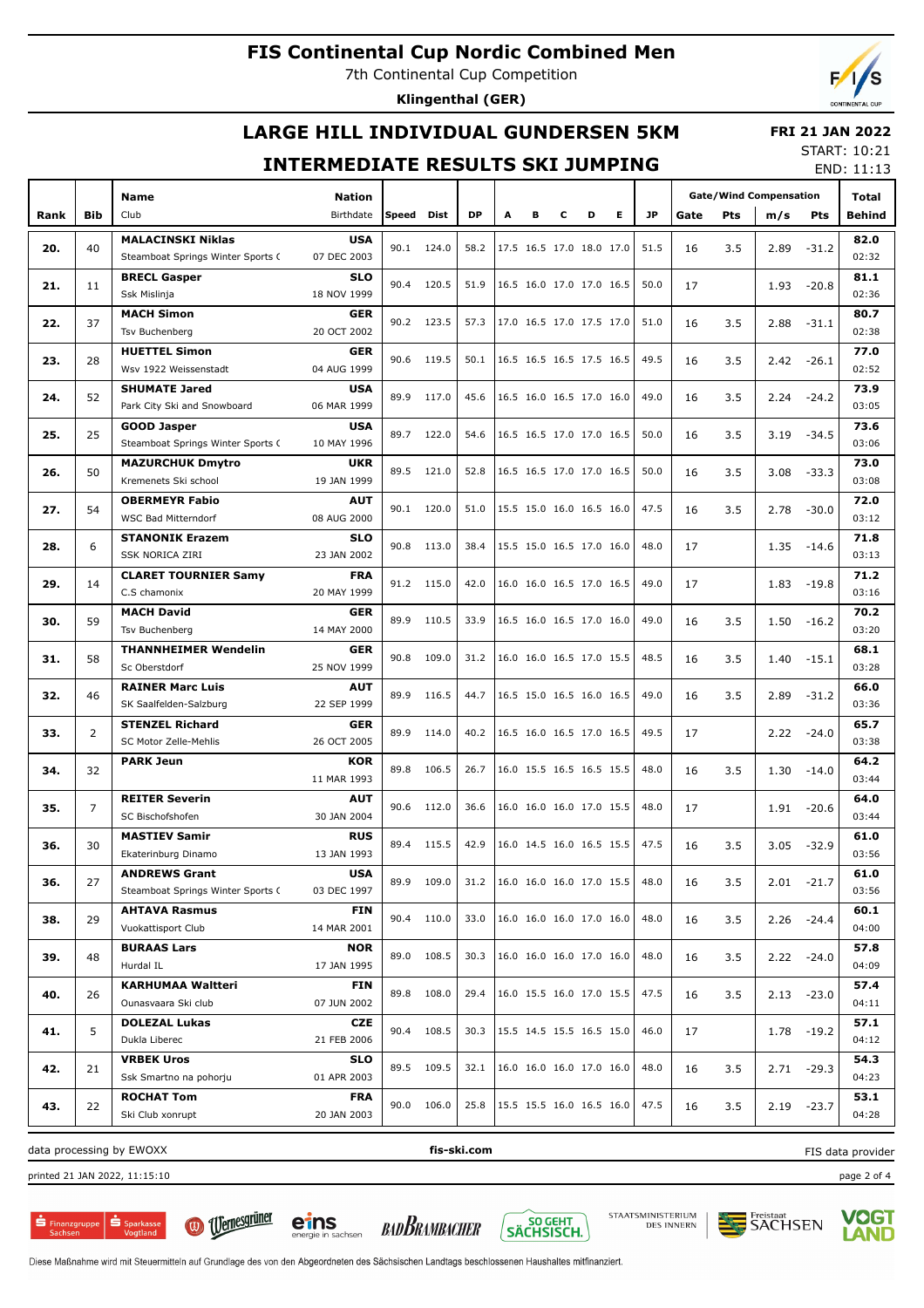# FIS Continental Cup Nordic Combined Men

7th Continental Cup Competition

**Klingenthal (GER)**

## LARGE HILL INDIVIDUAL GUNDERSEN 5KM

## INTERMEDIATE RESULTS SKI JUMPING

**FRI 21 JAN 2022**
START: 10:21
END: 11:13

| Rank | Bib | Name / Club | Nation / Birthdate | Speed | Dist | DP | A | B | C | D | E | JP | Gate/Wind Compensation Gate | Pts | m/s | Pts | Total Behind |
|---|---|---|---|---|---|---|---|---|---|---|---|---|---|---|---|---|---|
| 20. | 40 | **MALACINSKI Niklas** Steamboat Springs Winter Sports ( | **USA** 07 DEC 2003 | 90.1 | 124.0 | 58.2 | 17.5 | 16.5 | 17.0 | 18.0 | 17.0 | 51.5 | 16 | 3.5 | 2.89 | -31.2 | **82.0** 02:32 |
| 21. | 11 | **BRECL Gasper** Ssk Mislinja | **SLO** 18 NOV 1999 | 90.4 | 120.5 | 51.9 | 16.5 | 16.0 | 17.0 | 17.0 | 16.5 | 50.0 | 17 | | 1.93 | -20.8 | **81.1** 02:36 |
| 22. | 37 | **MACH Simon** Tsv Buchenberg | **GER** 20 OCT 2002 | 90.2 | 123.5 | 57.3 | 17.0 | 16.5 | 17.0 | 17.5 | 17.0 | 51.0 | 16 | 3.5 | 2.88 | -31.1 | **80.7** 02:38 |
| 23. | 28 | **HUETTEL Simon** Wsv 1922 Weissenstadt | **GER** 04 AUG 1999 | 90.6 | 119.5 | 50.1 | 16.5 | 16.5 | 16.5 | 17.5 | 16.5 | 49.5 | 16 | 3.5 | 2.42 | -26.1 | **77.0** 02:52 |
| 24. | 52 | **SHUMATE Jared** Park City Ski and Snowboard | **USA** 06 MAR 1999 | 89.9 | 117.0 | 45.6 | 16.5 | 16.0 | 16.5 | 17.0 | 16.0 | 49.0 | 16 | 3.5 | 2.24 | -24.2 | **73.9** 03:05 |
| 25. | 25 | **GOOD Jasper** Steamboat Springs Winter Sports ( | **USA** 10 MAY 1996 | 89.7 | 122.0 | 54.6 | 16.5 | 16.5 | 17.0 | 17.0 | 16.5 | 50.0 | 16 | 3.5 | 3.19 | -34.5 | **73.6** 03:06 |
| 26. | 50 | **MAZURCHUK Dmytro** Kremenets Ski school | **UKR** 19 JAN 1999 | 89.5 | 121.0 | 52.8 | 16.5 | 16.5 | 17.0 | 17.0 | 16.5 | 50.0 | 16 | 3.5 | 3.08 | -33.3 | **73.0** 03:08 |
| 27. | 54 | **OBERMEYR Fabio** WSC Bad Mitterndorf | **AUT** 08 AUG 2000 | 90.1 | 120.0 | 51.0 | 15.5 | 15.0 | 16.0 | 16.5 | 16.0 | 47.5 | 16 | 3.5 | 2.78 | -30.0 | **72.0** 03:12 |
| 28. | 6 | **STANONIK Erazem** SSK NORICA ZIRI | **SLO** 23 JAN 2002 | 90.8 | 113.0 | 38.4 | 15.5 | 15.0 | 16.5 | 17.0 | 16.0 | 48.0 | 17 | | 1.35 | -14.6 | **71.8** 03:13 |
| 29. | 14 | **CLARET TOURNIER Samy** C.S chamonix | **FRA** 20 MAY 1999 | 91.2 | 115.0 | 42.0 | 16.0 | 16.0 | 16.5 | 17.0 | 16.5 | 49.0 | 17 | | 1.83 | -19.8 | **71.2** 03:16 |
| 30. | 59 | **MACH David** Tsv Buchenberg | **GER** 14 MAY 2000 | 89.9 | 110.5 | 33.9 | 16.5 | 16.0 | 16.5 | 17.0 | 16.0 | 49.0 | 16 | 3.5 | 1.50 | -16.2 | **70.2** 03:20 |
| 31. | 58 | **THANNHEIMER Wendelin** Sc Oberstdorf | **GER** 25 NOV 1999 | 90.8 | 109.0 | 31.2 | 16.0 | 16.0 | 16.5 | 17.0 | 15.5 | 48.5 | 16 | 3.5 | 1.40 | -15.1 | **68.1** 03:28 |
| 32. | 46 | **RAINER Marc Luis** SK Saalfelden-Salzburg | **AUT** 22 SEP 1999 | 89.9 | 116.5 | 44.7 | 16.5 | 15.0 | 16.5 | 16.0 | 16.5 | 49.0 | 16 | 3.5 | 2.89 | -31.2 | **66.0** 03:36 |
| 33. | 2 | **STENZEL Richard** SC Motor Zelle-Mehlis | **GER** 26 OCT 2005 | 89.9 | 114.0 | 40.2 | 16.5 | 16.0 | 16.5 | 17.0 | 16.5 | 49.5 | 17 | | 2.22 | -24.0 | **65.7** 03:38 |
| 34. | 32 | **PARK Jeun** | **KOR** 11 MAR 1993 | 89.8 | 106.5 | 26.7 | 16.0 | 15.5 | 16.5 | 16.5 | 15.5 | 48.0 | 16 | 3.5 | 1.30 | -14.0 | **64.2** 03:44 |
| 35. | 7 | **REITER Severin** SC Bischofshofen | **AUT** 30 JAN 2004 | 90.6 | 112.0 | 36.6 | 16.0 | 16.0 | 16.0 | 17.0 | 15.5 | 48.0 | 17 | | 1.91 | -20.6 | **64.0** 03:44 |
| 36. | 30 | **MASTIEV Samir** Ekaterinburg Dinamo | **RUS** 13 JAN 1993 | 89.4 | 115.5 | 42.9 | 16.0 | 14.5 | 16.0 | 16.5 | 15.5 | 47.5 | 16 | 3.5 | 3.05 | -32.9 | **61.0** 03:56 |
| 36. | 27 | **ANDREWS Grant** Steamboat Springs Winter Sports ( | **USA** 03 DEC 1997 | 89.9 | 109.0 | 31.2 | 16.0 | 16.0 | 16.0 | 17.0 | 15.5 | 48.0 | 16 | 3.5 | 2.01 | -21.7 | **61.0** 03:56 |
| 38. | 29 | **AHTAVA Rasmus** Vuokattisport Club | **FIN** 14 MAR 2001 | 90.4 | 110.0 | 33.0 | 16.0 | 16.0 | 16.0 | 17.0 | 16.0 | 48.0 | 16 | 3.5 | 2.26 | -24.4 | **60.1** 04:00 |
| 39. | 48 | **BURAAS Lars** Hurdal IL | **NOR** 17 JAN 1995 | 89.0 | 108.5 | 30.3 | 16.0 | 16.0 | 16.0 | 17.0 | 16.0 | 48.0 | 16 | 3.5 | 2.22 | -24.0 | **57.8** 04:09 |
| 40. | 26 | **KARHUMAA Waltteri** Ounasvaara Ski club | **FIN** 07 JUN 2002 | 89.8 | 108.0 | 29.4 | 16.0 | 15.5 | 16.0 | 17.0 | 15.5 | 47.5 | 16 | 3.5 | 2.13 | -23.0 | **57.4** 04:11 |
| 41. | 5 | **DOLEZAL Lukas** Dukla Liberec | **CZE** 21 FEB 2006 | 90.4 | 108.5 | 30.3 | 15.5 | 14.5 | 15.5 | 16.5 | 15.0 | 46.0 | 17 | | 1.78 | -19.2 | **57.1** 04:12 |
| 42. | 21 | **VRBEK Uros** Ssk Smartno na pohorju | **SLO** 01 APR 2003 | 89.5 | 109.5 | 32.1 | 16.0 | 16.0 | 16.0 | 17.0 | 16.0 | 48.0 | 16 | 3.5 | 2.71 | -29.3 | **54.3** 04:23 |
| 43. | 22 | **ROCHAT Tom** Ski Club xonrupt | **FRA** 20 JAN 2003 | 90.0 | 106.0 | 25.8 | 15.5 | 15.5 | 16.0 | 16.5 | 16.0 | 47.5 | 16 | 3.5 | 2.19 | -23.7 | **53.1** 04:28 |

data processing by EWOXX | **fis-ski.com** | FIS data provider

printed 21 JAN 2022, 11:15:10

Diese Maßnahme wird mit Steuermitteln auf Grundlage des von den Abgeordneten des Sächsischen Landtags beschlossenen Haushaltes mitfinanziert.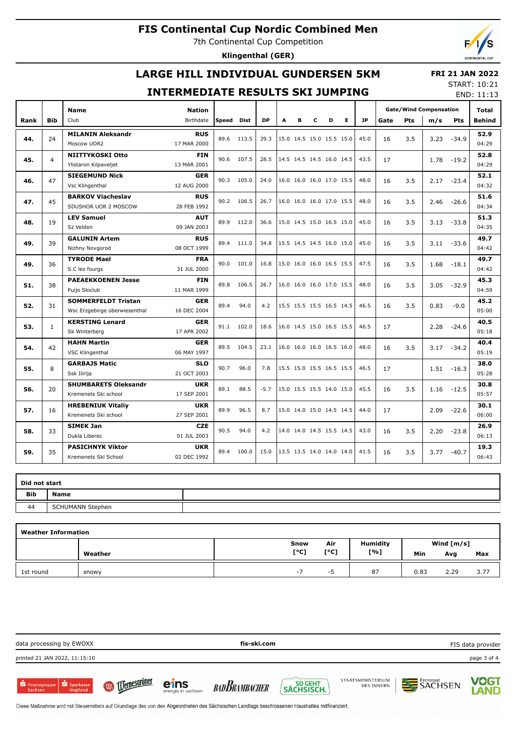# FIS Continental Cup Nordic Combined Men

7th Continental Cup Competition

**Klingenthal (GER)**

## LARGE HILL INDIVIDUAL GUNDERSEN 5KM

## INTERMEDIATE RESULTS SKI JUMPING

**FRI 21 JAN 2022**
START: 10:21
END: 11:13

| Rank | Bib | Name / Club | Nation / Birthdate | Speed | Dist | DP | A | B | C | D | E | JP | Gate | Pts | m/s | Pts | Total / Behind |
|---|---|---|---|---|---|---|---|---|---|---|---|---|---|---|---|---|---|
| 44. | 24 | **MILANIN Aleksandr** Moscow UOR2 | **RUS** 17 MAR 2000 | 89.6 | 113.5 | 39.3 | 15.0 | 14.5 | 15.0 | 15.5 | 15.0 | 45.0 | 16 | 3.5 | 3.23 | -34.9 | **52.9** 04:29 |
| 45. | 4 | **NIITTYKOSKI Otto** Ylistaron Kilpaveljet | **FIN** 13 MAR 2001 | 90.6 | 107.5 | 28.5 | 14.5 | 14.5 | 14.5 | 16.0 | 14.5 | 43.5 | 17 | | 1.78 | -19.2 | **52.8** 04:29 |
| 46. | 47 | **SIEGEMUND Nick** Vsc Klingenthal | **GER** 12 AUG 2000 | 90.3 | 105.0 | 24.0 | 16.0 | 16.0 | 16.0 | 17.0 | 15.5 | 48.0 | 16 | 3.5 | 2.17 | -23.4 | **52.1** 04:32 |
| 47. | 45 | **BARKOV Viacheslav** SDUSHOR UOR 2 MOSCOW | **RUS** 28 FEB 1992 | 90.2 | 106.5 | 26.7 | 16.0 | 16.0 | 16.0 | 17.0 | 15.5 | 48.0 | 16 | 3.5 | 2.46 | -26.6 | **51.6** 04:34 |
| 48. | 19 | **LEV Samuel** Sz Velden | **AUT** 09 JAN 2003 | 89.9 | 112.0 | 36.6 | 15.0 | 14.5 | 15.0 | 16.5 | 15.0 | 45.0 | 16 | 3.5 | 3.13 | -33.8 | **51.3** 04:35 |
| 49. | 39 | **GALUNIN Artem** Nizhny Novgorod | **RUS** 08 OCT 1999 | 89.4 | 111.0 | 34.8 | 15.5 | 14.5 | 14.5 | 16.0 | 15.0 | 45.0 | 16 | 3.5 | 3.11 | -33.6 | **49.7** 04:42 |
| 49. | 36 | **TYRODE Mael** S.C les fourgs | **FRA** 31 JUL 2000 | 90.0 | 101.0 | 16.8 | 15.0 | 16.0 | 16.0 | 16.5 | 15.5 | 47.5 | 16 | 3.5 | 1.68 | -18.1 | **49.7** 04:42 |
| 51. | 38 | **PAEAEKKOENEN Jesse** Puijo Skiclub | **FIN** 11 MAR 1999 | 89.8 | 106.5 | 26.7 | 16.0 | 16.0 | 16.0 | 17.0 | 15.5 | 48.0 | 16 | 3.5 | 3.05 | -32.9 | **45.3** 04:59 |
| 52. | 31 | **SOMMERFELDT Tristan** Wsc Erzgebirge oberwiesenthal | **GER** 16 DEC 2004 | 89.4 | 94.0 | 4.2 | 15.5 | 15.5 | 15.5 | 16.5 | 14.5 | 46.5 | 16 | 3.5 | 0.83 | -9.0 | **45.2** 05:00 |
| 53. | 1 | **KERSTING Lenard** Sk Winterberg | **GER** 17 APR 2002 | 91.1 | 102.0 | 18.6 | 16.0 | 14.5 | 15.0 | 16.5 | 15.5 | 46.5 | 17 | | 2.28 | -24.6 | **40.5** 05:18 |
| 54. | 42 | **HAHN Martin** VSC Klingenthal | **GER** 06 MAY 1997 | 89.5 | 104.5 | 23.1 | 16.0 | 16.0 | 16.0 | 16.5 | 16.0 | 48.0 | 16 | 3.5 | 3.17 | -34.2 | **40.4** 05:19 |
| 55. | 8 | **GARBAJS Matic** Ssk Ilirija | **SLO** 21 OCT 2003 | 90.7 | 96.0 | 7.8 | 15.5 | 15.0 | 15.5 | 16.5 | 15.5 | 46.5 | 17 | | 1.51 | -16.3 | **38.0** 05:28 |
| 56. | 20 | **SHUMBARETS Oleksandr** Kremenets Ski school | **UKR** 17 SEP 2001 | 89.1 | 88.5 | -5.7 | 15.0 | 15.5 | 15.5 | 14.0 | 15.0 | 45.5 | 16 | 3.5 | 1.16 | -12.5 | **30.8** 05:57 |
| 57. | 16 | **HREBENIUK Vitaliy** Kremenets Ski school | **UKR** 27 SEP 2001 | 89.9 | 96.5 | 8.7 | 15.0 | 14.0 | 15.0 | 14.5 | 14.5 | 44.0 | 17 | | 2.09 | -22.6 | **30.1** 06:00 |
| 58. | 33 | **SIMEK Jan** Dukla Liberec | **CZE** 01 JUL 2003 | 90.5 | 94.0 | 4.2 | 14.0 | 14.0 | 14.5 | 15.5 | 14.5 | 43.0 | 16 | 3.5 | 2.20 | -23.8 | **26.9** 06:13 |
| 59. | 35 | **PASICHNYK Viktor** Kremenets Ski School | **UKR** 02 DEC 1992 | 89.4 | 100.0 | 15.0 | 13.5 | 13.5 | 14.0 | 14.0 | 14.0 | 41.5 | 16 | 3.5 | 3.77 | -40.7 | **19.3** 06:43 |

Gate/Wind Compensation: Gate, Pts, m/s, Pts

**Did not start**

| Bib | Name |
|---|---|
| 44 | SCHUMANN Stephen |

**Weather Information**

| | Weather | Snow [°C] | Air [°C] | Humidity [%] | Wind [m/s] Min | Avg | Max |
|---|---|---|---|---|---|---|---|
| 1st round | snowy | -7 | -5 | 87 | 0.83 | 2.29 | 3.77 |

data processing by EWOXX | fis-ski.com | FIS data provider

printed 21 JAN 2022, 11:15:10

Diese Maßnahme wird mit Steuermitteln auf Grundlage des von den Abgeordneten des Sächsischen Landtags beschlossenen Haushaltes mitfinanziert.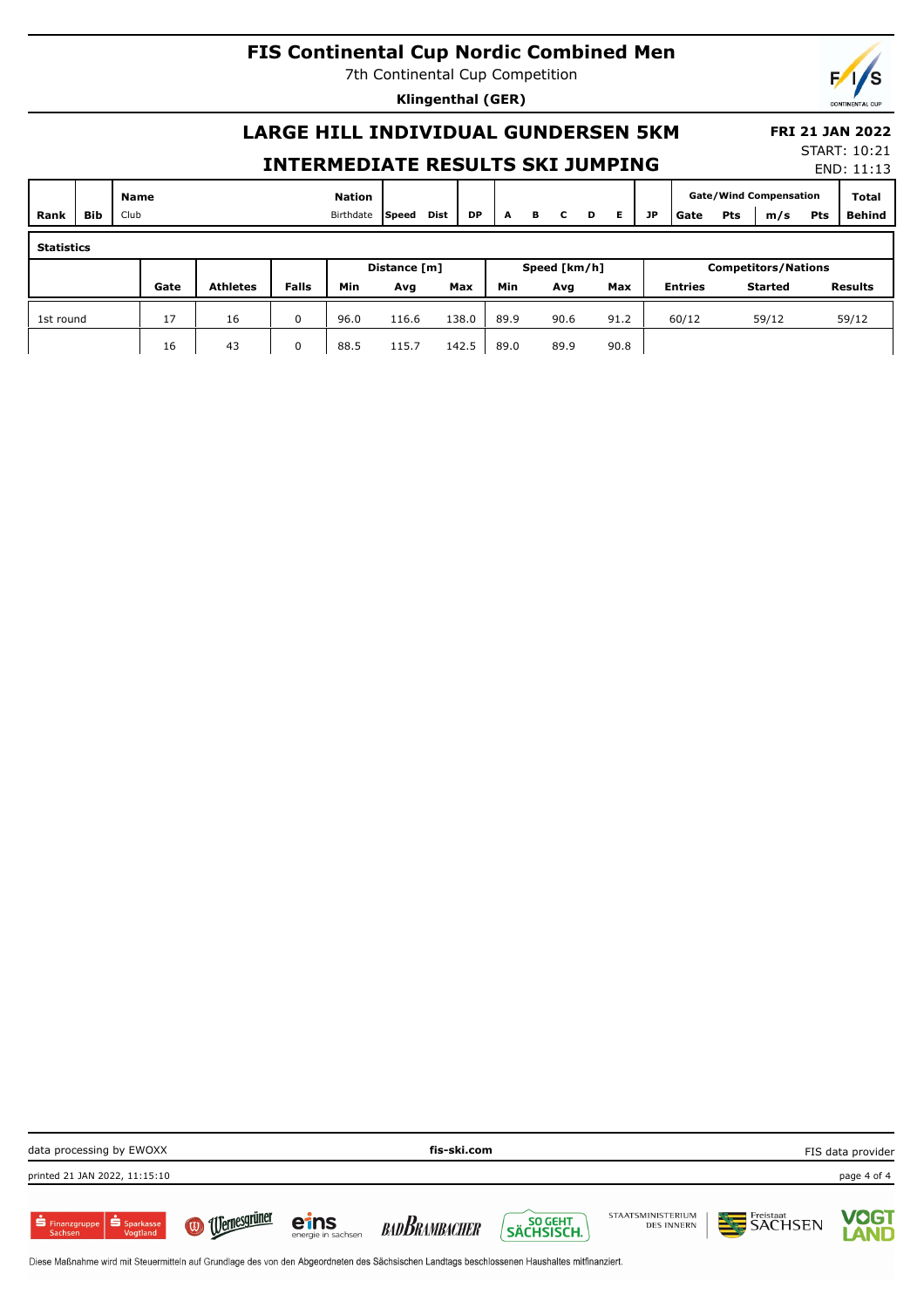# FIS Continental Cup Nordic Combined Men

7th Continental Cup Competition

**Klingenthal (GER)**

## LARGE HILL INDIVIDUAL GUNDERSEN 5KM

## INTERMEDIATE RESULTS SKI JUMPING

**FRI 21 JAN 2022**
START: 10:21
END: 11:13

| Rank | Bib | Name / Club | Nation / Birthdate | Speed | Dist | DP | A | B | C | D | E | JP | Gate/Wind Compensation Gate | Pts | m/s | Pts | Total Behind |
|---|---|---|---|---|---|---|---|---|---|---|---|---|---|---|---|---|---|

**Statistics**

| | Gate | Athletes | Falls | Distance [m] | | | Speed [km/h] | | | Competitors/Nations | | |
|---|---|---|---|---|---|---|---|---|---|---|---|---|
| | | | | Min | Avg | Max | Min | Avg | Max | Entries | Started | Results |
| 1st round | 17 | 16 | 0 | 96.0 | 116.6 | 138.0 | 89.9 | 90.6 | 91.2 | 60/12 | 59/12 | 59/12 |
| | 16 | 43 | 0 | 88.5 | 115.7 | 142.5 | 89.0 | 89.9 | 90.8 | | | |

data processing by EWOXX　　fis-ski.com　　FIS data provider

printed 21 JAN 2022, 11:15:10

Diese Maßnahme wird mit Steuermitteln auf Grundlage des von den Abgeordneten des Sächsischen Landtags beschlossenen Haushaltes mitfinanziert.